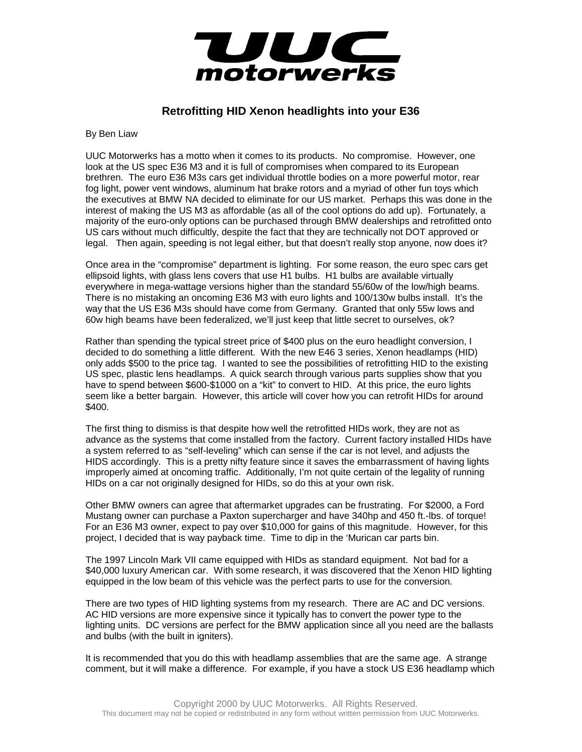# UUC motorwerks

## Retrofitting HID Xenon headlights into your E36

By Ben Liaw

UUC Motorwerks has a motto when it comes to its products. No compromise. However, one look at the US spec E36 M3 and it is full of compromises when compared to its European brethren. The euro E36 M3s cars get individual throttle bodies on a more powerful motor, rear fog light, power vent windows, aluminum hat brake rotors and a myriad of other fun toys which the executives at BMW NA decided to eliminate for our US market. Perhaps this was done in the interest of making the US M3 as affordable (as all of the cool options do add up). Fortunately, a majority of the euro-only options can be purchased through BMW dealerships and retrofitted onto US cars without much difficultly, despite the fact that they are technically not DOT approved or legal. Then again, speeding is not legal either, but that doesn't really stop anyone, now does it?

Once area in the "compromise" department is lighting. For some reason, the euro spec cars get ellipsoid lights, with glass lens covers that use H1 bulbs. H1 bulbs are available virtually everywhere in mega-wattage versions higher than the standard 55/60w of the low/high beams. There is no mistaking an oncoming E36 M3 with euro lights and 100/130w bulbs install. It's the way that the US E36 M3s should have come from Germany. Granted that only 55w lows and 60w high beams have been federalized, we'll just keep that little secret to ourselves, ok?

Rather than spending the typical street price of $400 plus on the euro headlight conversion, I decided to do something a little different. With the new E46 3 series, Xenon headlamps (HID) only adds $500 to the price tag. I wanted to see the possibilities of retrofitting HID to the existing US spec, plastic lens headlamps. A quick search through various parts supplies show that you have to spend between $600-$1000 on a "kit" to convert to HID. At this price, the euro lights seem like a better bargain. However, this article will cover how you can retrofit HIDs for around $400.

The first thing to dismiss is that despite how well the retrofitted HIDs work, they are not as advance as the systems that come installed from the factory. Current factory installed HIDs have a system referred to as "self-leveling" which can sense if the car is not level, and adjusts the HIDS accordingly. This is a pretty nifty feature since it saves the embarrassment of having lights improperly aimed at oncoming traffic. Additionally, I'm not quite certain of the legality of running HIDs on a car not originally designed for HIDs, so do this at your own risk.

Other BMW owners can agree that aftermarket upgrades can be frustrating. For $2000, a Ford Mustang owner can purchase a Paxton supercharger and have 340hp and 450 ft.-lbs. of torque! For an E36 M3 owner, expect to pay over $10,000 for gains of this magnitude. However, for this project, I decided that is way payback time. Time to dip in the 'Murican car parts bin.

The 1997 Lincoln Mark VII came equipped with HIDs as standard equipment. Not bad for a $40,000 luxury American car. With some research, it was discovered that the Xenon HID lighting equipped in the low beam of this vehicle was the perfect parts to use for the conversion.

There are two types of HID lighting systems from my research. There are AC and DC versions. AC HID versions are more expensive since it typically has to convert the power type to the lighting units. DC versions are perfect for the BMW application since all you need are the ballasts and bulbs (with the built in igniters).

It is recommended that you do this with headlamp assemblies that are the same age. A strange comment, but it will make a difference. For example, if you have a stock US E36 headlamp which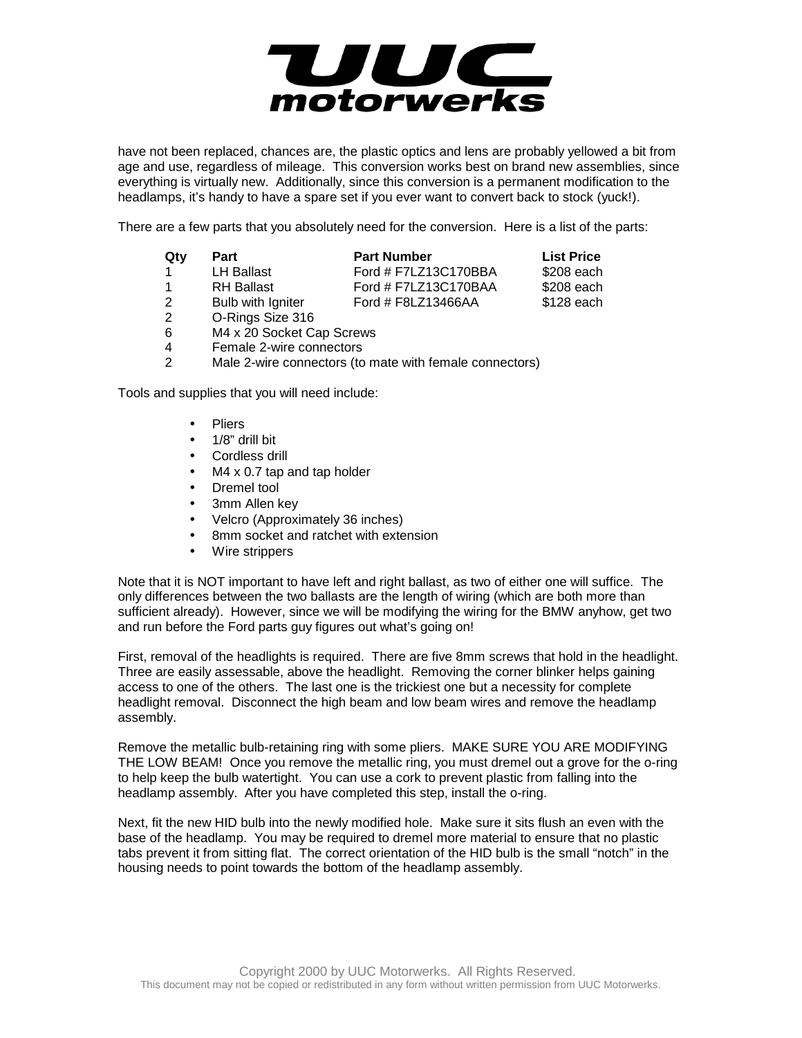have not been replaced, chances are, the plastic optics and lens are probably yellowed a bit from age and use, regardless of mileage. This conversion works best on brand new assemblies, since everything is virtually new. Additionally, since this conversion is a permanent modification to the headlamps, it's handy to have a spare set if you ever want to convert back to stock (yuck!).

There are a few parts that you absolutely need for the conversion. Here is a list of the parts:

| Qty | Part | Part Number | List Price |
|---|---|---|---|
| 1 | LH Ballast | Ford # F7LZ13C170BBA | $208 each |
| 1 | RH Ballast | Ford # F7LZ13C170BAA | $208 each |
| 2 | Bulb with Igniter | Ford # F8LZ13466AA | $128 each |
| 2 | O-Rings Size 316 | | |
| 6 | M4 x 20 Socket Cap Screws | | |
| 4 | Female 2-wire connectors | | |
| 2 | Male 2-wire connectors (to mate with female connectors) | | |

Tools and supplies that you will need include:

- Pliers
- 1/8" drill bit
- Cordless drill
- M4 x 0.7 tap and tap holder
- Dremel tool
- 3mm Allen key
- Velcro (Approximately 36 inches)
- 8mm socket and ratchet with extension
- Wire strippers

Note that it is NOT important to have left and right ballast, as two of either one will suffice. The only differences between the two ballasts are the length of wiring (which are both more than sufficient already). However, since we will be modifying the wiring for the BMW anyhow, get two and run before the Ford parts guy figures out what's going on!

First, removal of the headlights is required. There are five 8mm screws that hold in the headlight. Three are easily assessable, above the headlight. Removing the corner blinker helps gaining access to one of the others. The last one is the trickiest one but a necessity for complete headlight removal. Disconnect the high beam and low beam wires and remove the headlamp assembly.

Remove the metallic bulb-retaining ring with some pliers. MAKE SURE YOU ARE MODIFYING THE LOW BEAM! Once you remove the metallic ring, you must dremel out a grove for the o-ring to help keep the bulb watertight. You can use a cork to prevent plastic from falling into the headlamp assembly. After you have completed this step, install the o-ring.

Next, fit the new HID bulb into the newly modified hole. Make sure it sits flush an even with the base of the headlamp. You may be required to dremel more material to ensure that no plastic tabs prevent it from sitting flat. The correct orientation of the HID bulb is the small "notch" in the housing needs to point towards the bottom of the headlamp assembly.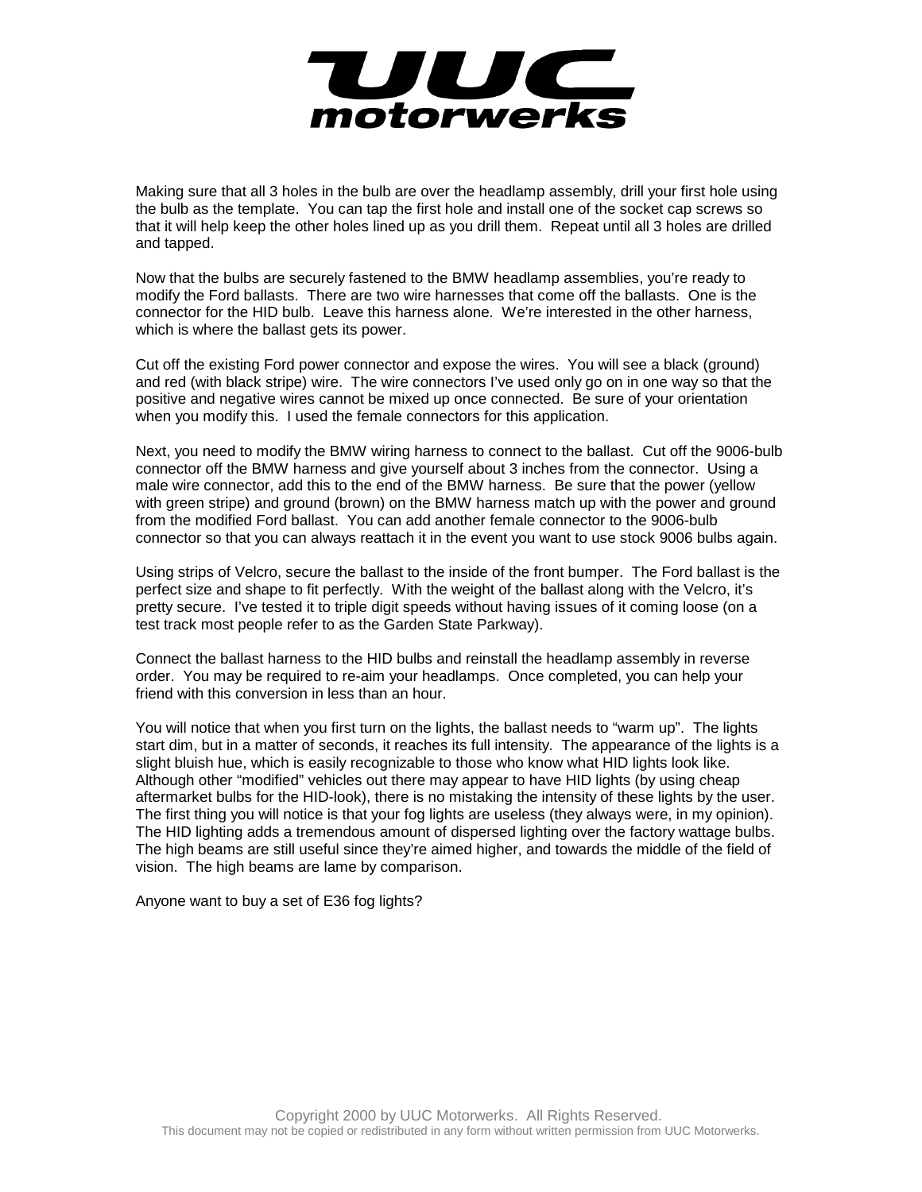Making sure that all 3 holes in the bulb are over the headlamp assembly, drill your first hole using the bulb as the template. You can tap the first hole and install one of the socket cap screws so that it will help keep the other holes lined up as you drill them. Repeat until all 3 holes are drilled and tapped.

Now that the bulbs are securely fastened to the BMW headlamp assemblies, you're ready to modify the Ford ballasts. There are two wire harnesses that come off the ballasts. One is the connector for the HID bulb. Leave this harness alone. We're interested in the other harness, which is where the ballast gets its power.

Cut off the existing Ford power connector and expose the wires. You will see a black (ground) and red (with black stripe) wire. The wire connectors I've used only go on in one way so that the positive and negative wires cannot be mixed up once connected. Be sure of your orientation when you modify this. I used the female connectors for this application.

Next, you need to modify the BMW wiring harness to connect to the ballast. Cut off the 9006-bulb connector off the BMW harness and give yourself about 3 inches from the connector. Using a male wire connector, add this to the end of the BMW harness. Be sure that the power (yellow with green stripe) and ground (brown) on the BMW harness match up with the power and ground from the modified Ford ballast. You can add another female connector to the 9006-bulb connector so that you can always reattach it in the event you want to use stock 9006 bulbs again.

Using strips of Velcro, secure the ballast to the inside of the front bumper. The Ford ballast is the perfect size and shape to fit perfectly. With the weight of the ballast along with the Velcro, it's pretty secure. I've tested it to triple digit speeds without having issues of it coming loose (on a test track most people refer to as the Garden State Parkway).

Connect the ballast harness to the HID bulbs and reinstall the headlamp assembly in reverse order. You may be required to re-aim your headlamps. Once completed, you can help your friend with this conversion in less than an hour.

You will notice that when you first turn on the lights, the ballast needs to "warm up". The lights start dim, but in a matter of seconds, it reaches its full intensity. The appearance of the lights is a slight bluish hue, which is easily recognizable to those who know what HID lights look like. Although other "modified" vehicles out there may appear to have HID lights (by using cheap aftermarket bulbs for the HID-look), there is no mistaking the intensity of these lights by the user. The first thing you will notice is that your fog lights are useless (they always were, in my opinion). The HID lighting adds a tremendous amount of dispersed lighting over the factory wattage bulbs. The high beams are still useful since they're aimed higher, and towards the middle of the field of vision. The high beams are lame by comparison.

Anyone want to buy a set of E36 fog lights?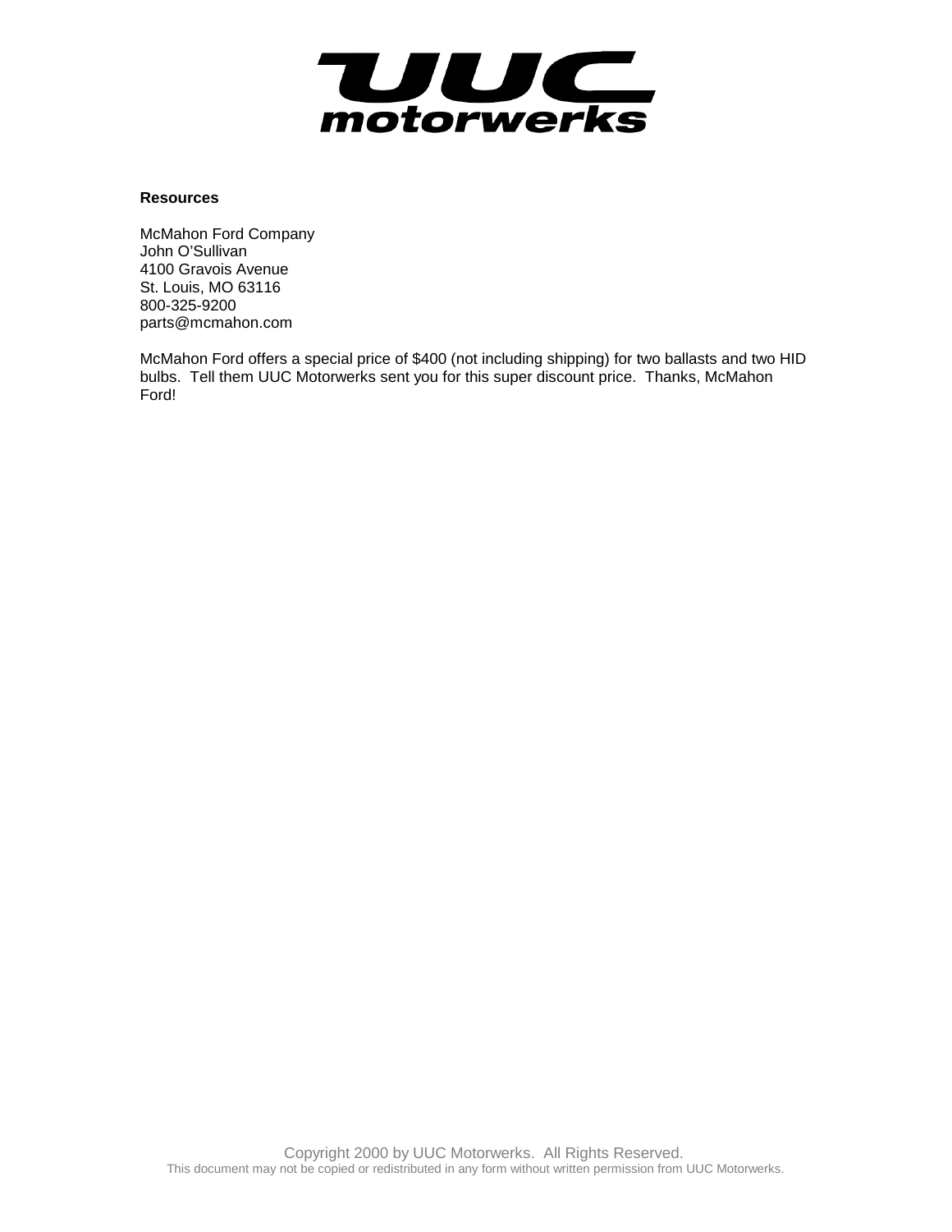**Resources**

McMahon Ford Company
John O'Sullivan
4100 Gravois Avenue
St. Louis, MO 63116
800-325-9200
parts@mcmahon.com

McMahon Ford offers a special price of $400 (not including shipping) for two ballasts and two HID bulbs. Tell them UUC Motorwerks sent you for this super discount price. Thanks, McMahon Ford!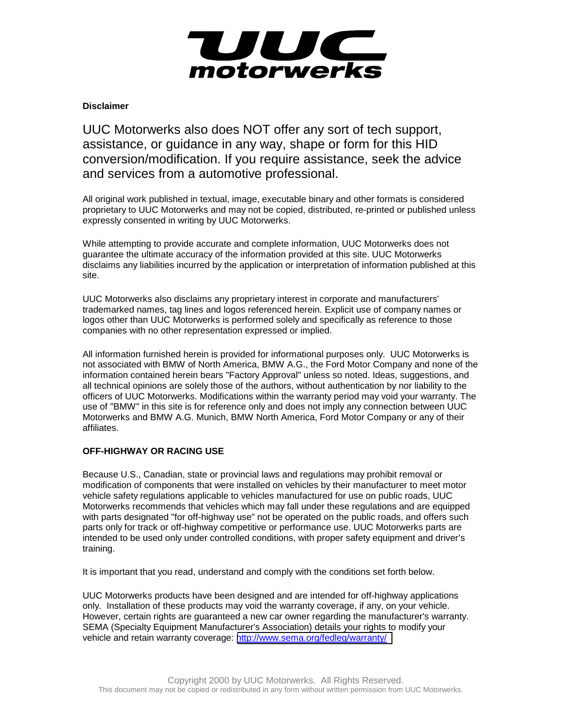# UUC motorwerks

**Disclaimer**

UUC Motorwerks also does NOT offer any sort of tech support, assistance, or guidance in any way, shape or form for this HID conversion/modification. If you require assistance, seek the advice and services from a automotive professional.

All original work published in textual, image, executable binary and other formats is considered proprietary to UUC Motorwerks and may not be copied, distributed, re-printed or published unless expressly consented in writing by UUC Motorwerks.

While attempting to provide accurate and complete information, UUC Motorwerks does not guarantee the ultimate accuracy of the information provided at this site. UUC Motorwerks disclaims any liabilities incurred by the application or interpretation of information published at this site.

UUC Motorwerks also disclaims any proprietary interest in corporate and manufacturers' trademarked names, tag lines and logos referenced herein. Explicit use of company names or logos other than UUC Motorwerks is performed solely and specifically as reference to those companies with no other representation expressed or implied.

All information furnished herein is provided for informational purposes only. UUC Motorwerks is not associated with BMW of North America, BMW A.G., the Ford Motor Company and none of the information contained herein bears "Factory Approval" unless so noted. Ideas, suggestions, and all technical opinions are solely those of the authors, without authentication by nor liability to the officers of UUC Motorwerks. Modifications within the warranty period may void your warranty. The use of "BMW" in this site is for reference only and does not imply any connection between UUC Motorwerks and BMW A.G. Munich, BMW North America, Ford Motor Company or any of their affiliates.

**OFF-HIGHWAY OR RACING USE**

Because U.S., Canadian, state or provincial laws and regulations may prohibit removal or modification of components that were installed on vehicles by their manufacturer to meet motor vehicle safety regulations applicable to vehicles manufactured for use on public roads, UUC Motorwerks recommends that vehicles which may fall under these regulations and are equipped with parts designated "for off-highway use" not be operated on the public roads, and offers such parts only for track or off-highway competitive or performance use. UUC Motorwerks parts are intended to be used only under controlled conditions, with proper safety equipment and driver's training.

It is important that you read, understand and comply with the conditions set forth below.

UUC Motorwerks products have been designed and are intended for off-highway applications only. Installation of these products may void the warranty coverage, if any, on your vehicle. However, certain rights are guaranteed a new car owner regarding the manufacturer's warranty. SEMA (Specialty Equipment Manufacturer's Association) details your rights to modify your vehicle and retain warranty coverage: http://www.sema.org/fedleg/warranty/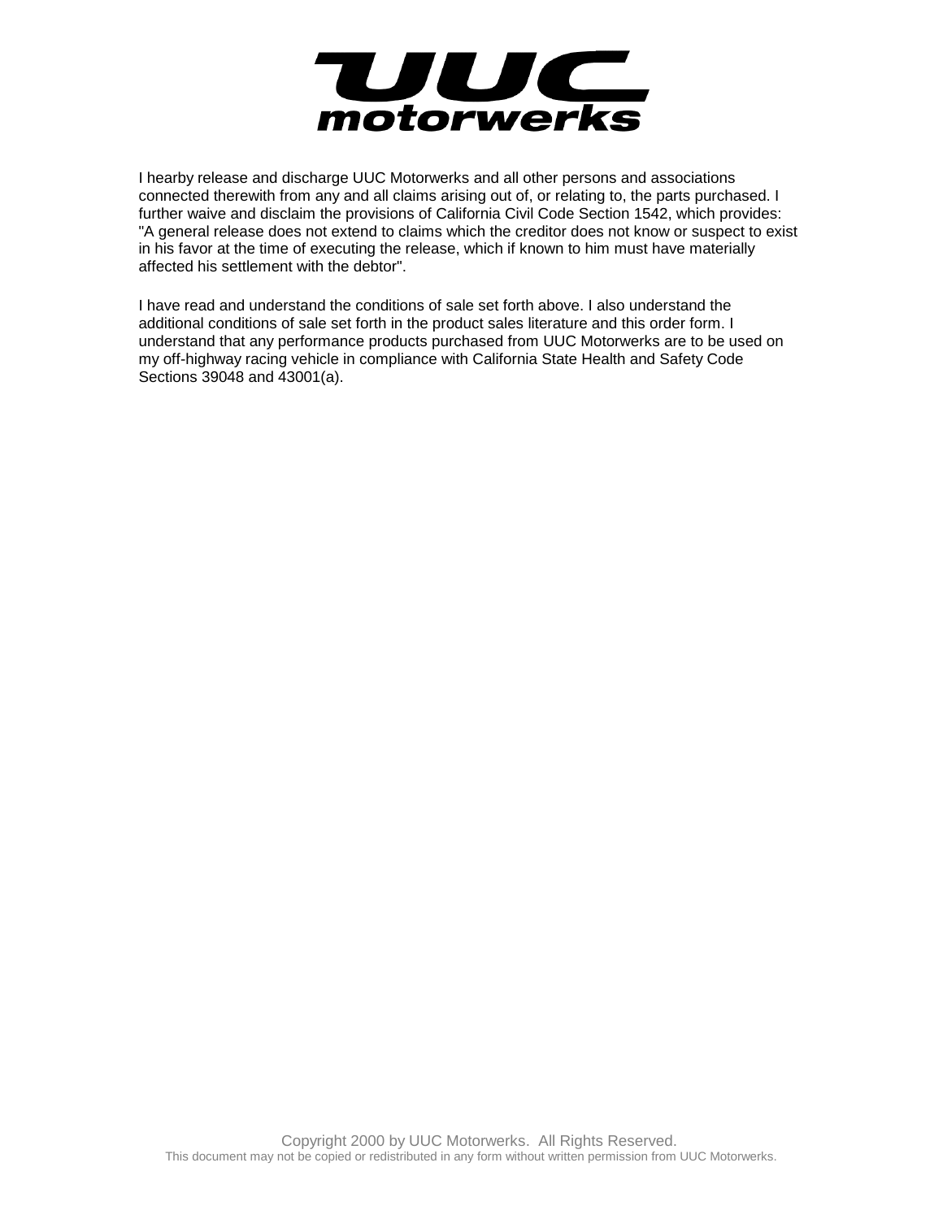# UUC motorwerks

I hearby release and discharge UUC Motorwerks and all other persons and associations connected therewith from any and all claims arising out of, or relating to, the parts purchased. I further waive and disclaim the provisions of California Civil Code Section 1542, which provides: "A general release does not extend to claims which the creditor does not know or suspect to exist in his favor at the time of executing the release, which if known to him must have materially affected his settlement with the debtor".

I have read and understand the conditions of sale set forth above. I also understand the additional conditions of sale set forth in the product sales literature and this order form. I understand that any performance products purchased from UUC Motorwerks are to be used on my off-highway racing vehicle in compliance with California State Health and Safety Code Sections 39048 and 43001(a).

Copyright 2000 by UUC Motorwerks. All Rights Reserved.
This document may not be copied or redistributed in any form without written permission from UUC Motorwerks.